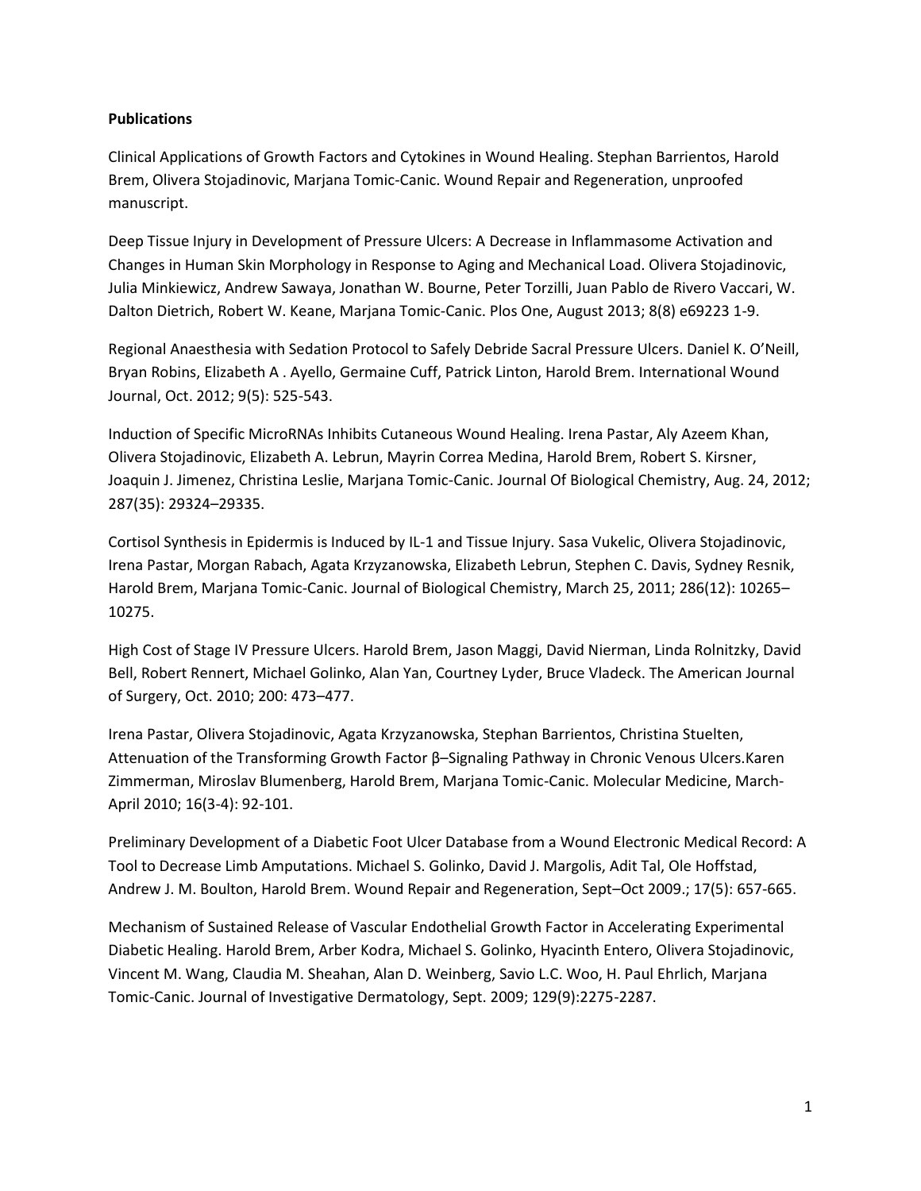**Publications**

Clinical Applications of Growth Factors and Cytokines in Wound Healing. Stephan Barrientos, Harold Brem, Olivera Stojadinovic, Marjana Tomic-Canic. Wound Repair and Regeneration, unproofed manuscript.

Deep Tissue Injury in Development of Pressure Ulcers: A Decrease in Inflammasome Activation and Changes in Human Skin Morphology in Response to Aging and Mechanical Load. Olivera Stojadinovic, Julia Minkiewicz, Andrew Sawaya, Jonathan W. Bourne, Peter Torzilli, Juan Pablo de Rivero Vaccari, W. Dalton Dietrich, Robert W. Keane, Marjana Tomic-Canic. Plos One, August 2013; 8(8) e69223 1-9.

Regional Anaesthesia with Sedation Protocol to Safely Debride Sacral Pressure Ulcers. Daniel K. O'Neill, Bryan Robins, Elizabeth A . Ayello, Germaine Cuff, Patrick Linton, Harold Brem. International Wound Journal, Oct. 2012; 9(5): 525-543.

Induction of Specific MicroRNAs Inhibits Cutaneous Wound Healing. Irena Pastar, Aly Azeem Khan, Olivera Stojadinovic, Elizabeth A. Lebrun, Mayrin Correa Medina, Harold Brem, Robert S. Kirsner, Joaquin J. Jimenez, Christina Leslie, Marjana Tomic-Canic. Journal Of Biological Chemistry, Aug. 24, 2012; 287(35): 29324–29335.

Cortisol Synthesis in Epidermis is Induced by IL-1 and Tissue Injury. Sasa Vukelic, Olivera Stojadinovic, Irena Pastar, Morgan Rabach, Agata Krzyzanowska, Elizabeth Lebrun, Stephen C. Davis, Sydney Resnik, Harold Brem, Marjana Tomic-Canic. Journal of Biological Chemistry, March 25, 2011; 286(12): 10265–10275.

High Cost of Stage IV Pressure Ulcers. Harold Brem, Jason Maggi, David Nierman, Linda Rolnitzky, David Bell, Robert Rennert, Michael Golinko, Alan Yan, Courtney Lyder, Bruce Vladeck. The American Journal of Surgery, Oct. 2010; 200: 473–477.

Irena Pastar, Olivera Stojadinovic, Agata Krzyzanowska, Stephan Barrientos, Christina Stuelten, Attenuation of the Transforming Growth Factor β–Signaling Pathway in Chronic Venous Ulcers.Karen Zimmerman, Miroslav Blumenberg, Harold Brem, Marjana Tomic-Canic. Molecular Medicine, March-April 2010; 16(3-4): 92-101.

Preliminary Development of a Diabetic Foot Ulcer Database from a Wound Electronic Medical Record: A Tool to Decrease Limb Amputations. Michael S. Golinko, David J. Margolis, Adit Tal, Ole Hoffstad, Andrew J. M. Boulton, Harold Brem. Wound Repair and Regeneration, Sept–Oct 2009.; 17(5): 657-665.

Mechanism of Sustained Release of Vascular Endothelial Growth Factor in Accelerating Experimental Diabetic Healing. Harold Brem, Arber Kodra, Michael S. Golinko, Hyacinth Entero, Olivera Stojadinovic, Vincent M. Wang, Claudia M. Sheahan, Alan D. Weinberg, Savio L.C. Woo, H. Paul Ehrlich, Marjana Tomic-Canic. Journal of Investigative Dermatology, Sept. 2009; 129(9):2275-2287.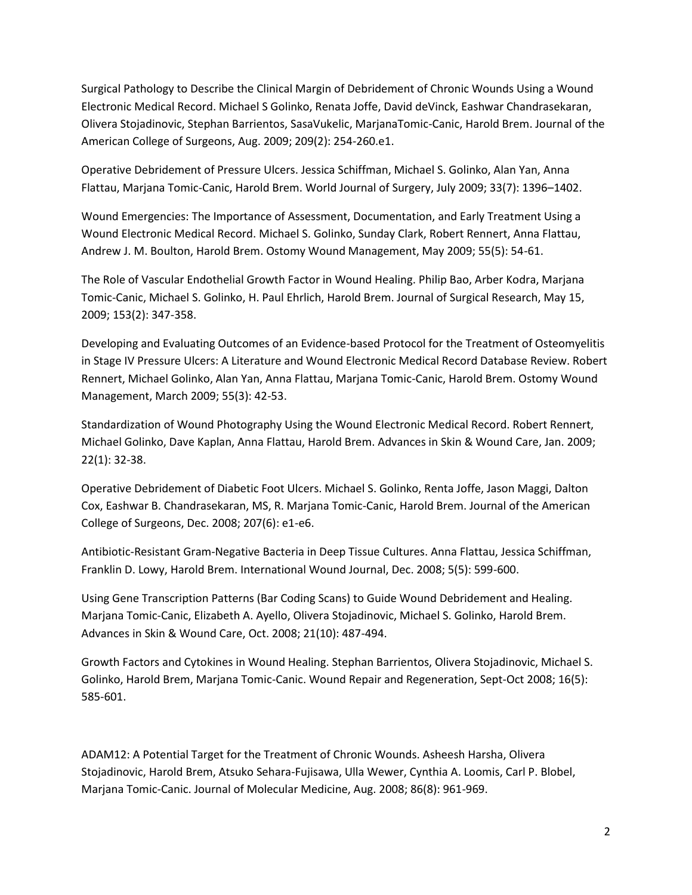Surgical Pathology to Describe the Clinical Margin of Debridement of Chronic Wounds Using a Wound Electronic Medical Record. Michael S Golinko, Renata Joffe, David deVinck, Eashwar Chandrasekaran, Olivera Stojadinovic, Stephan Barrientos, SasaVukelic, MarjanaTomic-Canic, Harold Brem. Journal of the American College of Surgeons, Aug. 2009; 209(2): 254-260.e1.

Operative Debridement of Pressure Ulcers. Jessica Schiffman, Michael S. Golinko, Alan Yan, Anna Flattau, Marjana Tomic-Canic, Harold Brem. World Journal of Surgery, July 2009; 33(7): 1396–1402.

Wound Emergencies: The Importance of Assessment, Documentation, and Early Treatment Using a Wound Electronic Medical Record. Michael S. Golinko, Sunday Clark, Robert Rennert, Anna Flattau, Andrew J. M. Boulton, Harold Brem. Ostomy Wound Management, May 2009; 55(5): 54-61.

The Role of Vascular Endothelial Growth Factor in Wound Healing. Philip Bao, Arber Kodra, Marjana Tomic-Canic, Michael S. Golinko, H. Paul Ehrlich, Harold Brem. Journal of Surgical Research, May 15, 2009; 153(2): 347-358.

Developing and Evaluating Outcomes of an Evidence-based Protocol for the Treatment of Osteomyelitis in Stage IV Pressure Ulcers: A Literature and Wound Electronic Medical Record Database Review. Robert Rennert, Michael Golinko, Alan Yan, Anna Flattau, Marjana Tomic-Canic, Harold Brem. Ostomy Wound Management, March 2009; 55(3): 42-53.

Standardization of Wound Photography Using the Wound Electronic Medical Record. Robert Rennert, Michael Golinko, Dave Kaplan, Anna Flattau, Harold Brem. Advances in Skin & Wound Care, Jan. 2009; 22(1): 32-38.

Operative Debridement of Diabetic Foot Ulcers. Michael S. Golinko, Renta Joffe, Jason Maggi, Dalton Cox, Eashwar B. Chandrasekaran, MS, R. Marjana Tomic-Canic, Harold Brem. Journal of the American College of Surgeons, Dec. 2008; 207(6): e1-e6.

Antibiotic-Resistant Gram-Negative Bacteria in Deep Tissue Cultures. Anna Flattau, Jessica Schiffman, Franklin D. Lowy, Harold Brem. International Wound Journal, Dec. 2008; 5(5): 599-600.

Using Gene Transcription Patterns (Bar Coding Scans) to Guide Wound Debridement and Healing. Marjana Tomic-Canic, Elizabeth A. Ayello, Olivera Stojadinovic, Michael S. Golinko, Harold Brem. Advances in Skin & Wound Care, Oct. 2008; 21(10): 487-494.

Growth Factors and Cytokines in Wound Healing. Stephan Barrientos, Olivera Stojadinovic, Michael S. Golinko, Harold Brem, Marjana Tomic-Canic. Wound Repair and Regeneration, Sept-Oct 2008; 16(5): 585-601.

ADAM12: A Potential Target for the Treatment of Chronic Wounds. Asheesh Harsha, Olivera Stojadinovic, Harold Brem, Atsuko Sehara-Fujisawa, Ulla Wewer, Cynthia A. Loomis, Carl P. Blobel, Marjana Tomic-Canic. Journal of Molecular Medicine, Aug. 2008; 86(8): 961-969.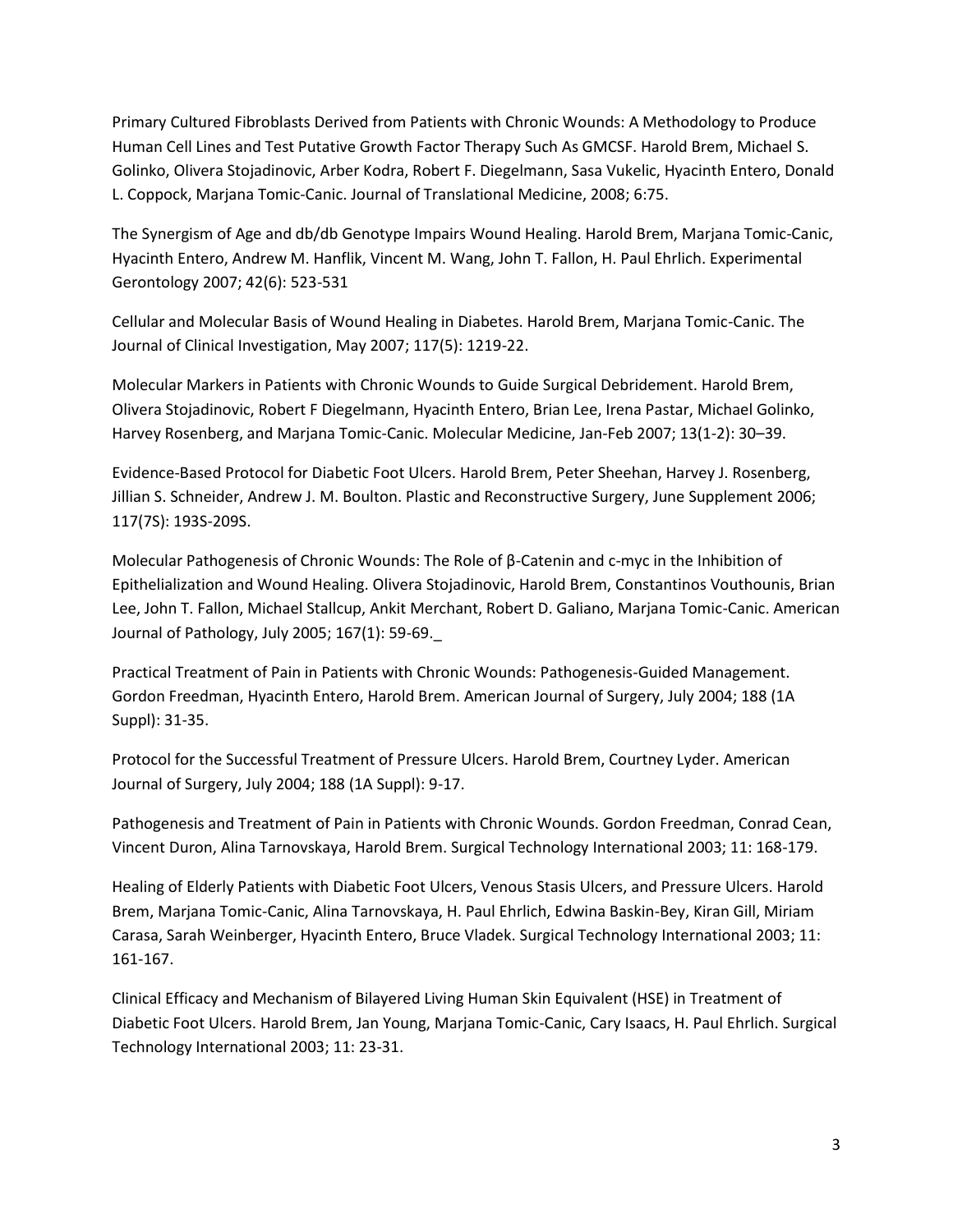Primary Cultured Fibroblasts Derived from Patients with Chronic Wounds: A Methodology to Produce Human Cell Lines and Test Putative Growth Factor Therapy Such As GMCSF. Harold Brem, Michael S. Golinko, Olivera Stojadinovic, Arber Kodra, Robert F. Diegelmann, Sasa Vukelic, Hyacinth Entero, Donald L. Coppock, Marjana Tomic-Canic. Journal of Translational Medicine, 2008; 6:75.

The Synergism of Age and db/db Genotype Impairs Wound Healing. Harold Brem, Marjana Tomic-Canic, Hyacinth Entero, Andrew M. Hanflik, Vincent M. Wang, John T. Fallon, H. Paul Ehrlich. Experimental Gerontology 2007; 42(6): 523-531

Cellular and Molecular Basis of Wound Healing in Diabetes. Harold Brem, Marjana Tomic-Canic. The Journal of Clinical Investigation, May 2007; 117(5): 1219-22.

Molecular Markers in Patients with Chronic Wounds to Guide Surgical Debridement. Harold Brem, Olivera Stojadinovic, Robert F Diegelmann, Hyacinth Entero, Brian Lee, Irena Pastar, Michael Golinko, Harvey Rosenberg, and Marjana Tomic-Canic. Molecular Medicine, Jan-Feb 2007; 13(1-2): 30–39.

Evidence-Based Protocol for Diabetic Foot Ulcers. Harold Brem, Peter Sheehan, Harvey J. Rosenberg, Jillian S. Schneider, Andrew J. M. Boulton. Plastic and Reconstructive Surgery, June Supplement 2006; 117(7S): 193S-209S.

Molecular Pathogenesis of Chronic Wounds: The Role of β-Catenin and c-myc in the Inhibition of Epithelialization and Wound Healing. Olivera Stojadinovic, Harold Brem, Constantinos Vouthounis, Brian Lee, John T. Fallon, Michael Stallcup, Ankit Merchant, Robert D. Galiano, Marjana Tomic-Canic. American Journal of Pathology, July 2005; 167(1): 59-69._

Practical Treatment of Pain in Patients with Chronic Wounds: Pathogenesis-Guided Management. Gordon Freedman, Hyacinth Entero, Harold Brem. American Journal of Surgery, July 2004; 188 (1A Suppl): 31-35.

Protocol for the Successful Treatment of Pressure Ulcers. Harold Brem, Courtney Lyder. American Journal of Surgery, July 2004; 188 (1A Suppl): 9-17.

Pathogenesis and Treatment of Pain in Patients with Chronic Wounds. Gordon Freedman, Conrad Cean, Vincent Duron, Alina Tarnovskaya, Harold Brem. Surgical Technology International 2003; 11: 168-179.

Healing of Elderly Patients with Diabetic Foot Ulcers, Venous Stasis Ulcers, and Pressure Ulcers. Harold Brem, Marjana Tomic-Canic, Alina Tarnovskaya, H. Paul Ehrlich, Edwina Baskin-Bey, Kiran Gill, Miriam Carasa, Sarah Weinberger, Hyacinth Entero, Bruce Vladek. Surgical Technology International 2003; 11: 161-167.

Clinical Efficacy and Mechanism of Bilayered Living Human Skin Equivalent (HSE) in Treatment of Diabetic Foot Ulcers. Harold Brem, Jan Young, Marjana Tomic-Canic, Cary Isaacs, H. Paul Ehrlich. Surgical Technology International 2003; 11: 23-31.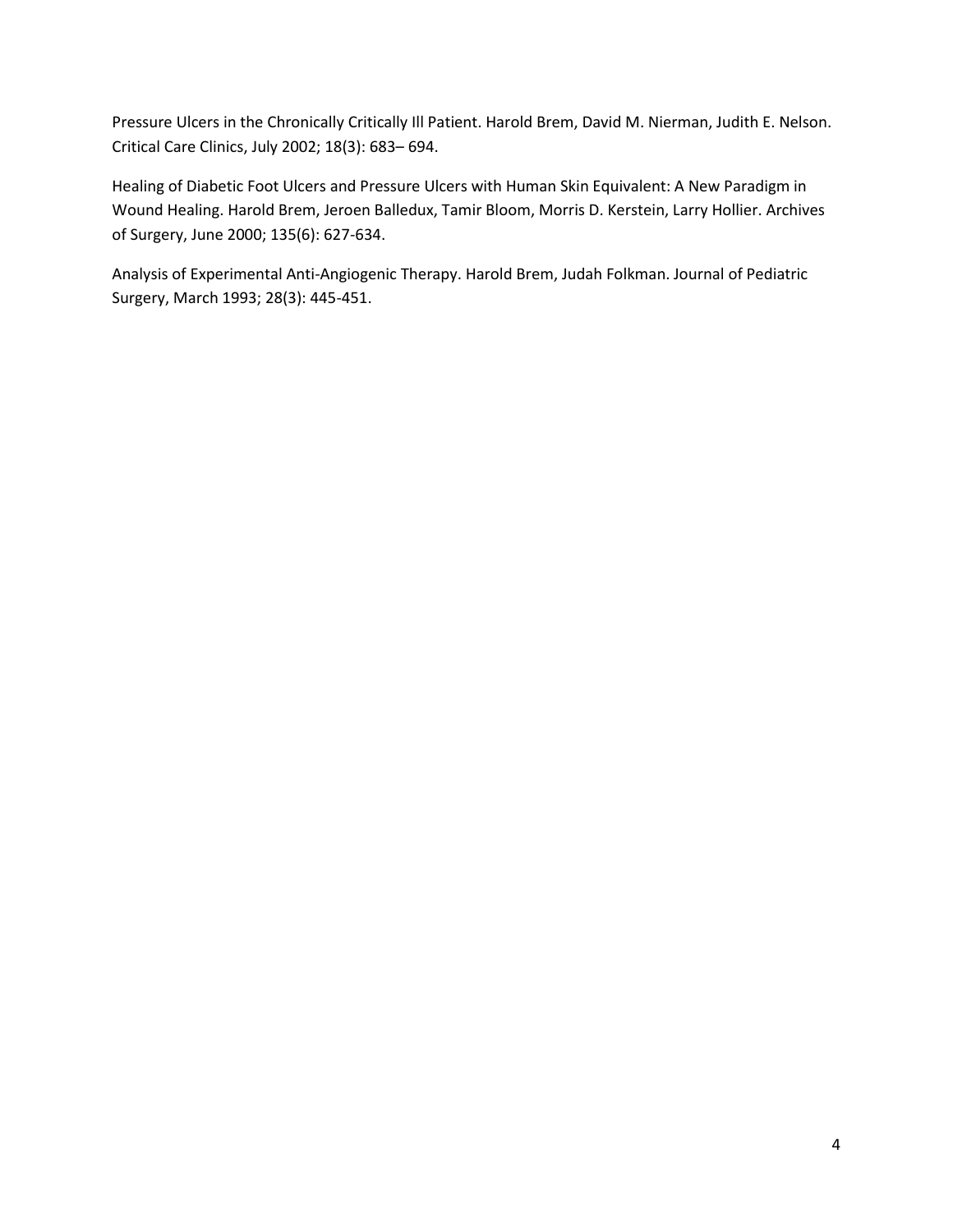Pressure Ulcers in the Chronically Critically Ill Patient. Harold Brem, David M. Nierman, Judith E. Nelson. Critical Care Clinics, July 2002; 18(3): 683– 694.

Healing of Diabetic Foot Ulcers and Pressure Ulcers with Human Skin Equivalent: A New Paradigm in Wound Healing. Harold Brem, Jeroen Balledux, Tamir Bloom, Morris D. Kerstein, Larry Hollier. Archives of Surgery, June 2000; 135(6): 627-634.

Analysis of Experimental Anti-Angiogenic Therapy. Harold Brem, Judah Folkman. Journal of Pediatric Surgery, March 1993; 28(3): 445-451.